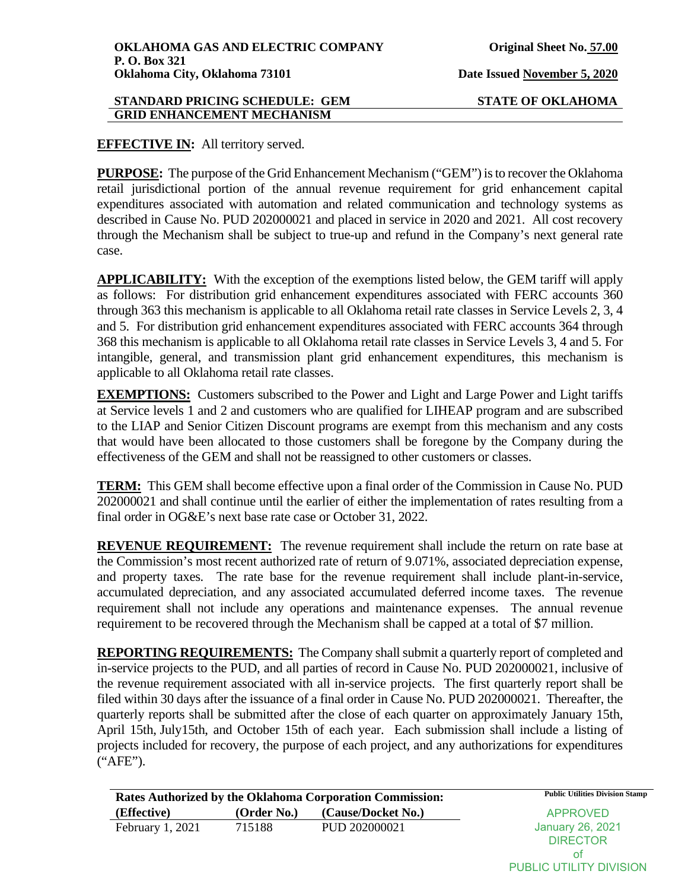**OKLAHOMA GAS AND ELECTRIC COMPANY**
**P. O. Box 321**
**Oklahoma City, Oklahoma 73101**

**Original Sheet No. 57.00**

**Date Issued November 5, 2020**

**STANDARD PRICING SCHEDULE: GEM**
**GRID ENHANCEMENT MECHANISM**

**STATE OF OKLAHOMA**

**EFFECTIVE IN:** All territory served.

**PURPOSE:** The purpose of the Grid Enhancement Mechanism ("GEM") is to recover the Oklahoma retail jurisdictional portion of the annual revenue requirement for grid enhancement capital expenditures associated with automation and related communication and technology systems as described in Cause No. PUD 202000021 and placed in service in 2020 and 2021. All cost recovery through the Mechanism shall be subject to true-up and refund in the Company's next general rate case.

**APPLICABILITY:** With the exception of the exemptions listed below, the GEM tariff will apply as follows: For distribution grid enhancement expenditures associated with FERC accounts 360 through 363 this mechanism is applicable to all Oklahoma retail rate classes in Service Levels 2, 3, 4 and 5. For distribution grid enhancement expenditures associated with FERC accounts 364 through 368 this mechanism is applicable to all Oklahoma retail rate classes in Service Levels 3, 4 and 5. For intangible, general, and transmission plant grid enhancement expenditures, this mechanism is applicable to all Oklahoma retail rate classes.

**EXEMPTIONS:** Customers subscribed to the Power and Light and Large Power and Light tariffs at Service levels 1 and 2 and customers who are qualified for LIHEAP program and are subscribed to the LIAP and Senior Citizen Discount programs are exempt from this mechanism and any costs that would have been allocated to those customers shall be foregone by the Company during the effectiveness of the GEM and shall not be reassigned to other customers or classes.

**TERM:** This GEM shall become effective upon a final order of the Commission in Cause No. PUD 202000021 and shall continue until the earlier of either the implementation of rates resulting from a final order in OG&E's next base rate case or October 31, 2022.

**REVENUE REQUIREMENT:** The revenue requirement shall include the return on rate base at the Commission's most recent authorized rate of return of 9.071%, associated depreciation expense, and property taxes. The rate base for the revenue requirement shall include plant-in-service, accumulated depreciation, and any associated accumulated deferred income taxes. The revenue requirement shall not include any operations and maintenance expenses. The annual revenue requirement to be recovered through the Mechanism shall be capped at a total of $7 million.

**REPORTING REQUIREMENTS:** The Company shall submit a quarterly report of completed and in-service projects to the PUD, and all parties of record in Cause No. PUD 202000021, inclusive of the revenue requirement associated with all in-service projects. The first quarterly report shall be filed within 30 days after the issuance of a final order in Cause No. PUD 202000021. Thereafter, the quarterly reports shall be submitted after the close of each quarter on approximately January 15th, April 15th, July15th, and October 15th of each year. Each submission shall include a listing of projects included for recovery, the purpose of each project, and any authorizations for expenditures ("AFE").

| Rates Authorized by the Oklahoma Corporation Commission: | | |
|---|---|---|
| **(Effective)** | **(Order No.)** | **(Cause/Docket No.)** |
| February 1, 2021 | 715188 | PUD 202000021 |

Public Utilities Division Stamp

APPROVED
January 26, 2021
DIRECTOR
of
PUBLIC UTILITY DIVISION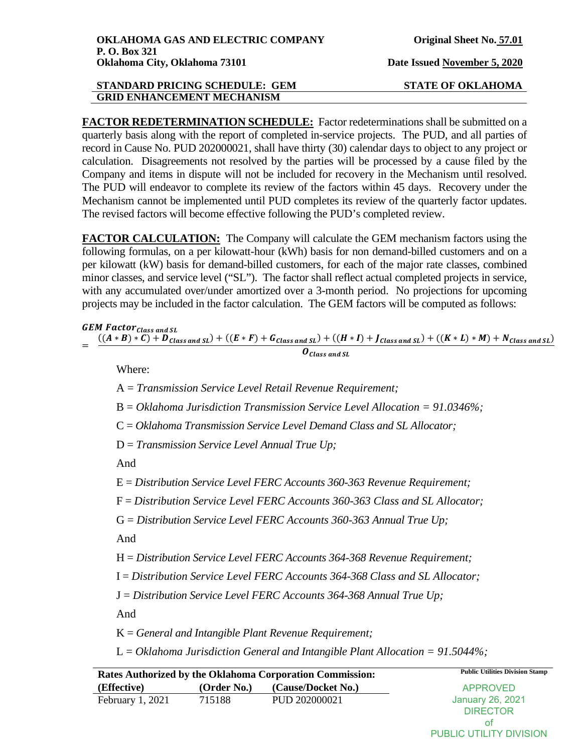**OKLAHOMA GAS AND ELECTRIC COMPANY**
**P. O. Box 321**
**Oklahoma City, Oklahoma 73101**

**Original Sheet No. 57.01**

**Date Issued November 5, 2020**

**STANDARD PRICING SCHEDULE: GEM** **STATE OF OKLAHOMA**
**GRID ENHANCEMENT MECHANISM**

**FACTOR REDETERMINATION SCHEDULE:** Factor redeterminations shall be submitted on a quarterly basis along with the report of completed in-service projects. The PUD, and all parties of record in Cause No. PUD 202000021, shall have thirty (30) calendar days to object to any project or calculation. Disagreements not resolved by the parties will be processed by a cause filed by the Company and items in dispute will not be included for recovery in the Mechanism until resolved. The PUD will endeavor to complete its review of the factors within 45 days. Recovery under the Mechanism cannot be implemented until PUD completes its review of the quarterly factor updates. The revised factors will become effective following the PUD's completed review.

**FACTOR CALCULATION:** The Company will calculate the GEM mechanism factors using the following formulas, on a per kilowatt-hour (kWh) basis for non demand-billed customers and on a per kilowatt (kW) basis for demand-billed customers, for each of the major rate classes, combined minor classes, and service level ("SL"). The factor shall reflect actual completed projects in service, with any accumulated over/under amortized over a 3-month period. No projections for upcoming projects may be included in the factor calculation. The GEM factors will be computed as follows:

$$\boldsymbol{GEM\ Factor_{Class\ and\ SL}} = \frac{((\boldsymbol{A} * \boldsymbol{B}) * \boldsymbol{C}) + \boldsymbol{D}_{\boldsymbol{Class\ and\ SL}}) + ((\boldsymbol{E} * \boldsymbol{F}) + \boldsymbol{G}_{\boldsymbol{Class\ and\ SL}}) + ((\boldsymbol{H} * \boldsymbol{I}) + \boldsymbol{J}_{\boldsymbol{Class\ and\ SL}}) + ((\boldsymbol{K} * \boldsymbol{L}) * \boldsymbol{M}) + \boldsymbol{N}_{\boldsymbol{Class\ and\ SL}})}{\boldsymbol{O}_{\boldsymbol{Class\ and\ SL}}}$$

Where:

A = *Transmission Service Level Retail Revenue Requirement;*

B = *Oklahoma Jurisdiction Transmission Service Level Allocation = 91.0346%;*

C = *Oklahoma Transmission Service Level Demand Class and SL Allocator;*

D = *Transmission Service Level Annual True Up;*

And

E = *Distribution Service Level FERC Accounts 360-363 Revenue Requirement;*

F = *Distribution Service Level FERC Accounts 360-363 Class and SL Allocator;*

G = *Distribution Service Level FERC Accounts 360-363 Annual True Up;*

And

H = *Distribution Service Level FERC Accounts 364-368 Revenue Requirement;*

I = *Distribution Service Level FERC Accounts 364-368 Class and SL Allocator;*

J = *Distribution Service Level FERC Accounts 364-368 Annual True Up;*

And

K = *General and Intangible Plant Revenue Requirement;*

L = *Oklahoma Jurisdiction General and Intangible Plant Allocation = 91.5044%;*

| Rates Authorized by the Oklahoma Corporation Commission: | | |
|---|---|---|
| **(Effective)** | **(Order No.)** | **(Cause/Docket No.)** |
| February 1, 2021 | 715188 | PUD 202000021 |

Public Utilities Division Stamp

APPROVED
January 26, 2021
DIRECTOR
of
PUBLIC UTILITY DIVISION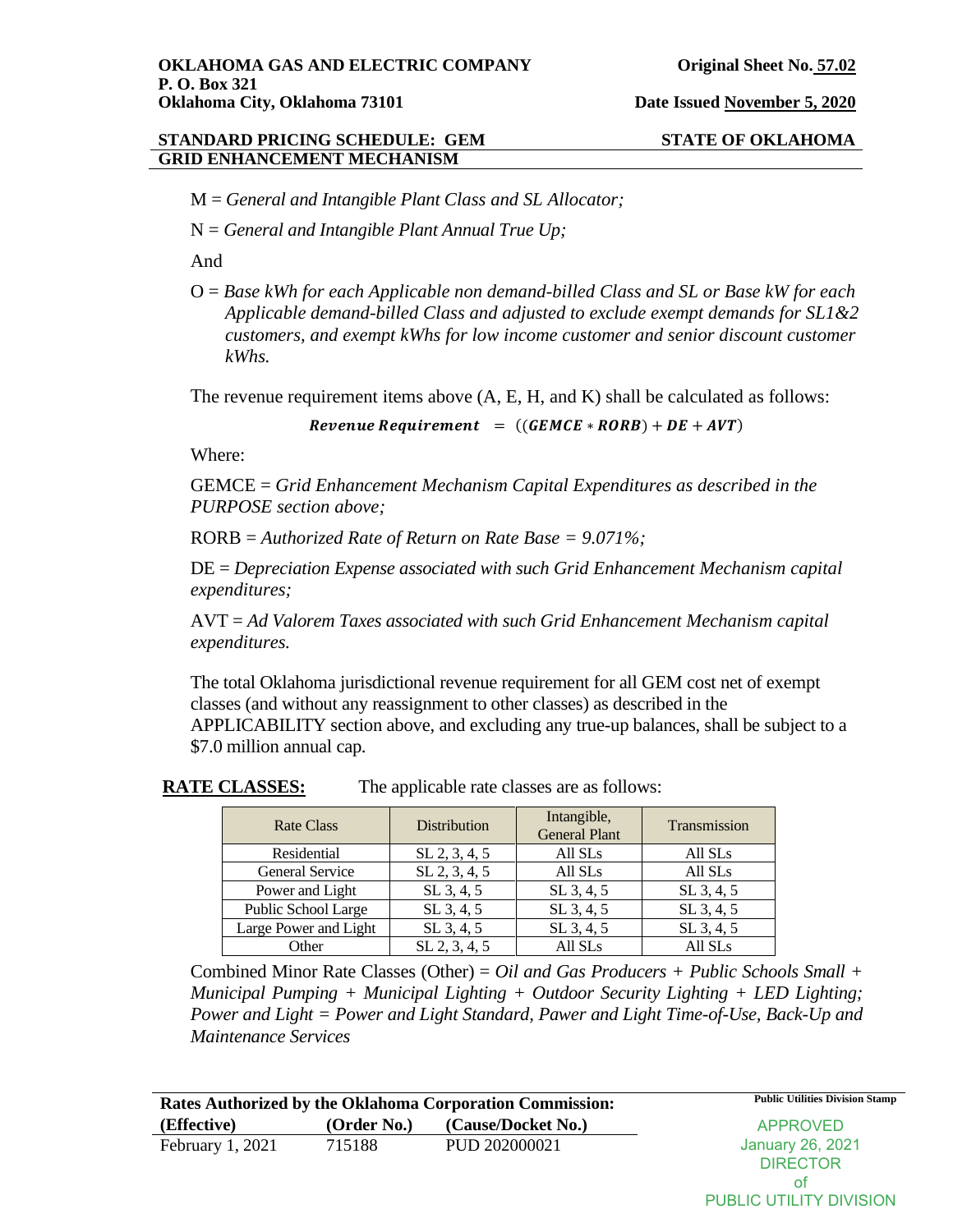M = *General and Intangible Plant Class and SL Allocator;*

N = *General and Intangible Plant Annual True Up;*

And

O = *Base kWh for each Applicable non demand-billed Class and SL or Base kW for each Applicable demand-billed Class and adjusted to exclude exempt demands for SL1&2 customers, and exempt kWhs for low income customer and senior discount customer kWhs.*

The revenue requirement items above (A, E, H, and K) shall be calculated as follows:

$$\boldsymbol{Revenue\ Requirement} \ = \ ((\boldsymbol{GEMCE} * \boldsymbol{RORB}) + \boldsymbol{DE} + \boldsymbol{AVT})$$

Where:

GEMCE = *Grid Enhancement Mechanism Capital Expenditures as described in the PURPOSE section above;*

RORB = *Authorized Rate of Return on Rate Base = 9.071%;*

DE = *Depreciation Expense associated with such Grid Enhancement Mechanism capital expenditures;*

AVT = *Ad Valorem Taxes associated with such Grid Enhancement Mechanism capital expenditures.*

The total Oklahoma jurisdictional revenue requirement for all GEM cost net of exempt classes (and without any reassignment to other classes) as described in the APPLICABILITY section above, and excluding any true-up balances, shall be subject to a $7.0 million annual cap.

**RATE CLASSES:** The applicable rate classes are as follows:

| Rate Class | Distribution | Intangible, General Plant | Transmission |
|---|---|---|---|
| Residential | SL 2, 3, 4, 5 | All SLs | All SLs |
| General Service | SL 2, 3, 4, 5 | All SLs | All SLs |
| Power and Light | SL 3, 4, 5 | SL 3, 4, 5 | SL 3, 4, 5 |
| Public School Large | SL 3, 4, 5 | SL 3, 4, 5 | SL 3, 4, 5 |
| Large Power and Light | SL 3, 4, 5 | SL 3, 4, 5 | SL 3, 4, 5 |
| Other | SL 2, 3, 4, 5 | All SLs | All SLs |

Combined Minor Rate Classes (Other) = *Oil and Gas Producers + Public Schools Small + Municipal Pumping + Municipal Lighting + Outdoor Security Lighting + LED Lighting; Power and Light = Power and Light Standard, Pawer and Light Time-of-Use, Back-Up and Maintenance Services*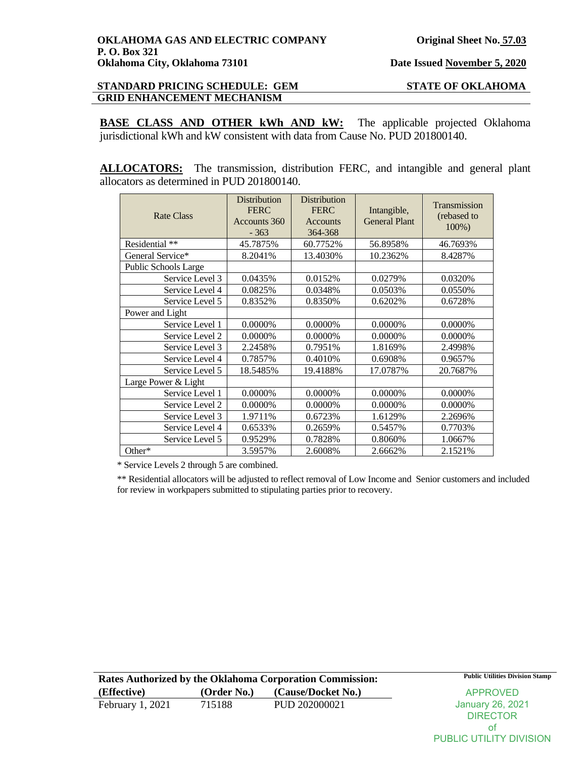**OKLAHOMA GAS AND ELECTRIC COMPANY**
**P. O. Box 321**
**Oklahoma City, Oklahoma 73101**

**Original Sheet No. 57.03**

**Date Issued November 5, 2020**

**STANDARD PRICING SCHEDULE: GEM**
**GRID ENHANCEMENT MECHANISM**

**STATE OF OKLAHOMA**

**BASE CLASS AND OTHER kWh AND kW:** The applicable projected Oklahoma jurisdictional kWh and kW consistent with data from Cause No. PUD 201800140.

**ALLOCATORS:** The transmission, distribution FERC, and intangible and general plant allocators as determined in PUD 201800140.

| Rate Class | Distribution FERC Accounts 360 - 363 | Distribution FERC Accounts 364-368 | Intangible, General Plant | Transmission (rebased to 100%) |
|---|---|---|---|---|
| Residential ** | 45.7875% | 60.7752% | 56.8958% | 46.7693% |
| General Service* | 8.2041% | 13.4030% | 10.2362% | 8.4287% |
| Public Schools Large | | | | |
| Service Level 3 | 0.0435% | 0.0152% | 0.0279% | 0.0320% |
| Service Level 4 | 0.0825% | 0.0348% | 0.0503% | 0.0550% |
| Service Level 5 | 0.8352% | 0.8350% | 0.6202% | 0.6728% |
| Power and Light | | | | |
| Service Level 1 | 0.0000% | 0.0000% | 0.0000% | 0.0000% |
| Service Level 2 | 0.0000% | 0.0000% | 0.0000% | 0.0000% |
| Service Level 3 | 2.2458% | 0.7951% | 1.8169% | 2.4998% |
| Service Level 4 | 0.7857% | 0.4010% | 0.6908% | 0.9657% |
| Service Level 5 | 18.5485% | 19.4188% | 17.0787% | 20.7687% |
| Large Power & Light | | | | |
| Service Level 1 | 0.0000% | 0.0000% | 0.0000% | 0.0000% |
| Service Level 2 | 0.0000% | 0.0000% | 0.0000% | 0.0000% |
| Service Level 3 | 1.9711% | 0.6723% | 1.6129% | 2.2696% |
| Service Level 4 | 0.6533% | 0.2659% | 0.5457% | 0.7703% |
| Service Level 5 | 0.9529% | 0.7828% | 0.8060% | 1.0667% |
| Other* | 3.5957% | 2.6008% | 2.6662% | 2.1521% |

* Service Levels 2 through 5 are combined.

** Residential allocators will be adjusted to reflect removal of Low Income and Senior customers and included for review in workpapers submitted to stipulating parties prior to recovery.

| Rates Authorized by the Oklahoma Corporation Commission: | | |
|---|---|---|
| **(Effective)** | **(Order No.)** | **(Cause/Docket No.)** |
| February 1, 2021 | 715188 | PUD 202000021 |

Public Utilities Division Stamp

APPROVED
January 26, 2021
DIRECTOR
of
PUBLIC UTILITY DIVISION